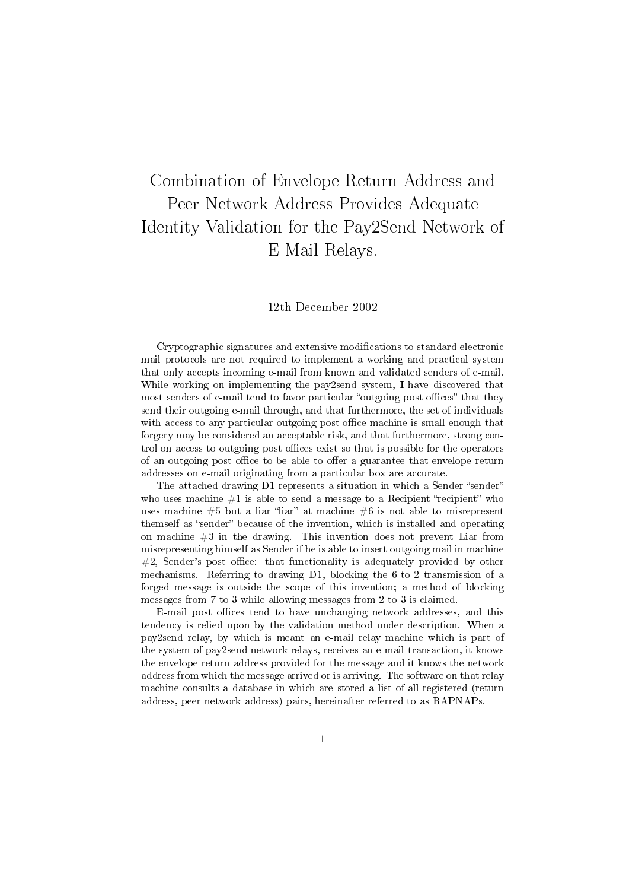# Combination of Envelope Return Address and Peer Network Address Provides Adequate Identity Validation for the Pay2Send Network of E-Mail Relays.

12th December 2002

Cryptographic signatures and extensive modifications to standard electronic mail protocols are not required to implement a working and practical system that only accepts incoming e-mail from known and validated senders of e-mail. While working on implementing the pay2send system, I have discovered that most senders of e-mail tend to favor particular "outgoing post offices" that they send their outgoing e-mail through, and that furthermore, the set of individuals with access to any particular outgoing post office machine is small enough that forgery may be considered an acceptable risk, and that furthermore, strong control on access to outgoing post offices exist so that is possible for the operators of an outgoing post office to be able to offer a guarantee that envelope return addresses on e-mail originating from a particular box are accurate.

The attached drawing D1 represents a situation in which a Sender "sender" who uses machine #1 is able to send a message to a Recipient "recipient" who uses machine #5 but a liar "liar" at machine #6 is not able to misrepresent themself as "sender" because of the invention, which is installed and operating on machine #3 in the drawing. This invention does not prevent Liar from misrepresenting himself as Sender if he is able to insert outgoing mail in machine #2, Sender's post office: that functionality is adequately provided by other mechanisms. Referring to drawing D1, blocking the 6-to-2 transmission of a forged message is outside the scope of this invention; a method of blocking messages from 7 to 3 while allowing messages from 2 to 3 is claimed.

E-mail post offices tend to have unchanging network addresses, and this tendency is relied upon by the validation method under description. When a pay2send relay, by which is meant an e-mail relay machine which is part of the system of pay2send network relays, receives an e-mail transaction, it knows the envelope return address provided for the message and it knows the network address from which the message arrived or is arriving. The software on that relay machine consults a database in which are stored a list of all registered (return address, peer network address) pairs, hereinafter referred to as RAPNAPs.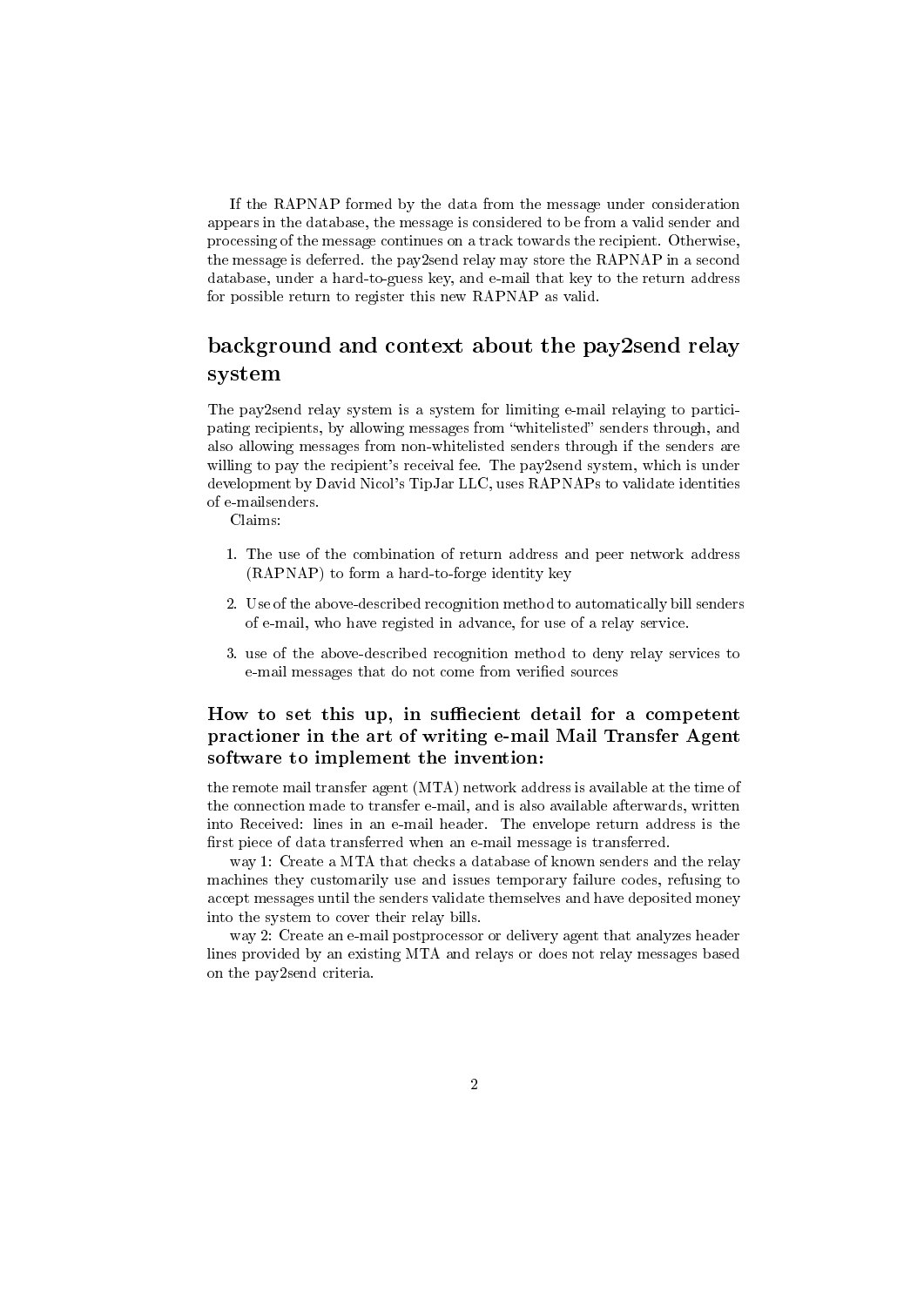If the RAPNAP formed by the data from the message under consideration appears in the database, the message is considered to be from a valid sender and processing of the message continues on a track towards the recipient. Otherwise, the message is deferred. the pay2send relay may store the RAPNAP in a second database, under a hard-to-guess key, and e-mail that key to the return address for possible return to register this new RAPNAP as valid.

## background and context about the pay2send relay system

The pay2send relay system is a system for limiting e-mail relaying to participating recipients, by allowing messages from "whitelisted" senders through, and also allowing messages from non-whitelisted senders through if the senders are willing to pay the recipient's receival fee. The pay2send system, which is under development by David Nicol's TipJar LLC, uses RAPNAPs to validate identities of e-mailsenders.

Claims:

1. The use of the combination of return address and peer network address (RAPNAP) to form a hard-to-forge identity key
2. Use of the above-described recognition method to automatically bill senders of e-mail, who have registed in advance, for use of a relay service.
3. use of the above-described recognition method to deny relay services to e-mail messages that do not come from verified sources

### How to set this up, in suffiecient detail for a competent practioner in the art of writing e-mail Mail Transfer Agent software to implement the invention:

the remote mail transfer agent (MTA) network address is available at the time of the connection made to transfer e-mail, and is also available afterwards, written into Received: lines in an e-mail header. The envelope return address is the first piece of data transferred when an e-mail message is transferred.

way 1: Create a MTA that checks a database of known senders and the relay machines they customarily use and issues temporary failure codes, refusing to accept messages until the senders validate themselves and have deposited money into the system to cover their relay bills.

way 2: Create an e-mail postprocessor or delivery agent that analyzes header lines provided by an existing MTA and relays or does not relay messages based on the pay2send criteria.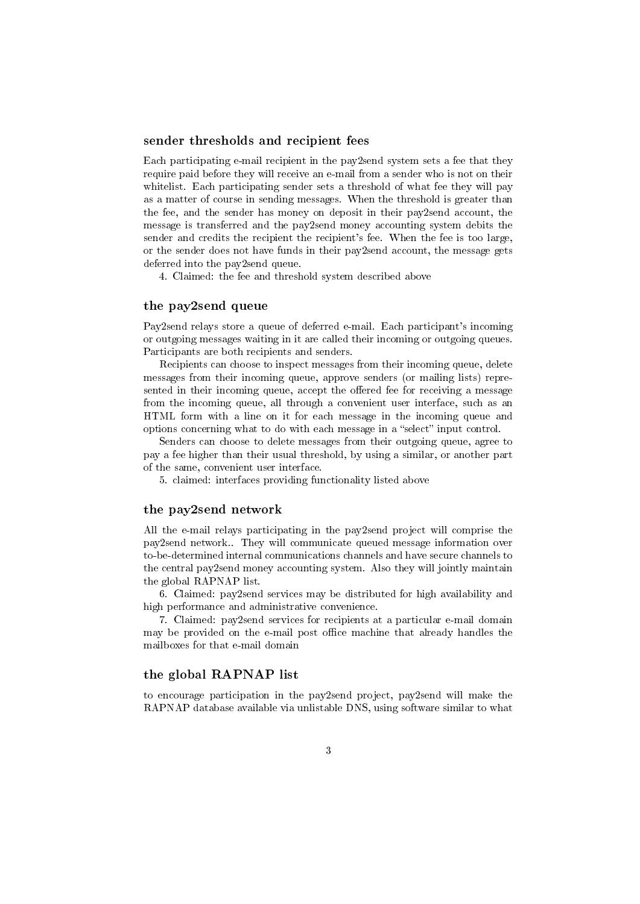### sender thresholds and recipient fees

Each participating e-mail recipient in the pay2send system sets a fee that they require paid before they will receive an e-mail from a sender who is not on their whitelist. Each participating sender sets a threshold of what fee they will pay as a matter of course in sending messages. When the threshold is greater than the fee, and the sender has money on deposit in their pay2send account, the message is transferred and the pay2send money accounting system debits the sender and credits the recipient the recipient's fee. When the fee is too large, or the sender does not have funds in their pay2send account, the message gets deferred into the pay2send queue.

4. Claimed: the fee and threshold system described above

### the pay2send queue

Pay2send relays store a queue of deferred e-mail. Each participant's incoming or outgoing messages waiting in it are called their incoming or outgoing queues. Participants are both recipients and senders.

Recipients can choose to inspect messages from their incoming queue, delete messages from their incoming queue, approve senders (or mailing lists) represented in their incoming queue, accept the offered fee for receiving a message from the incoming queue, all through a convenient user interface, such as an HTML form with a line on it for each message in the incoming queue and options concerning what to do with each message in a "select" input control.

Senders can choose to delete messages from their outgoing queue, agree to pay a fee higher than their usual threshold, by using a similar, or another part of the same, convenient user interface.

5. claimed: interfaces providing functionality listed above

### the pay2send network

All the e-mail relays participating in the pay2send project will comprise the pay2send network.. They will communicate queued message information over to-be-determined internal communications channels and have secure channels to the central pay2send money accounting system. Also they will jointly maintain the global RAPNAP list.

6. Claimed: pay2send services may be distributed for high availability and high performance and administrative convenience.

7. Claimed: pay2send services for recipients at a particular e-mail domain may be provided on the e-mail post office machine that already handles the mailboxes for that e-mail domain

### the global RAPNAP list

to encourage participation in the pay2send project, pay2send will make the RAPNAP database available via unlistable DNS, using software similar to what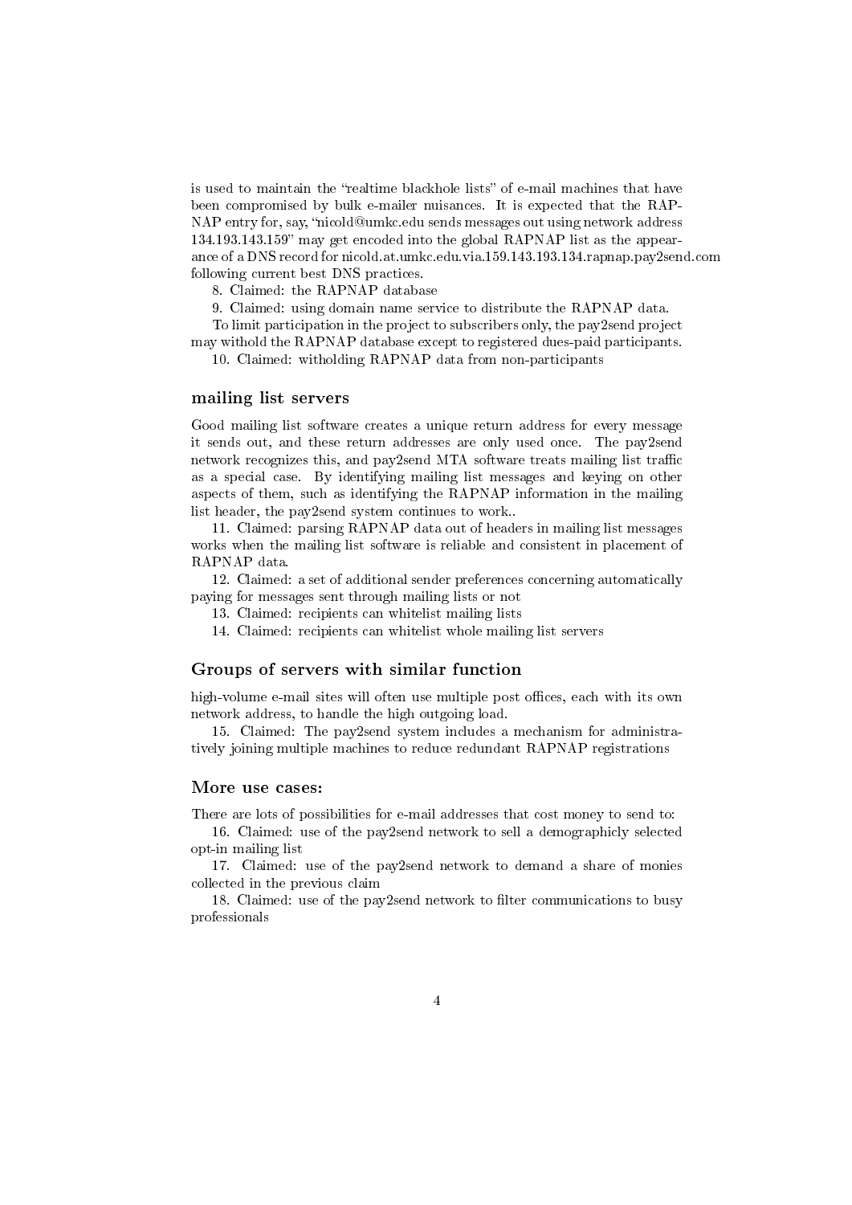is used to maintain the "realtime blackhole lists" of e-mail machines that have been compromised by bulk e-mailer nuisances. It is expected that the RAPNAP entry for, say, "nicold@umkc.edu sends messages out using network address 134.193.143.159" may get encoded into the global RAPNAP list as the appearance of a DNS record for nicold.at.umkc.edu.via.159.143.193.134.rapnap.pay2send.com following current best DNS practices.

8. Claimed: the RAPNAP database

9. Claimed: using domain name service to distribute the RAPNAP data.

To limit participation in the project to subscribers only, the pay2send project may withold the RAPNAP database except to registered dues-paid participants.

10. Claimed: witholding RAPNAP data from non-participants

### mailing list servers

Good mailing list software creates a unique return address for every message it sends out, and these return addresses are only used once. The pay2send network recognizes this, and pay2send MTA software treats mailing list traffic as a special case. By identifying mailing list messages and keying on other aspects of them, such as identifying the RAPNAP information in the mailing list header, the pay2send system continues to work..

11. Claimed: parsing RAPNAP data out of headers in mailing list messages works when the mailing list software is reliable and consistent in placement of RAPNAP data.

12. Claimed: a set of additional sender preferences concerning automatically paying for messages sent through mailing lists or not

13. Claimed: recipients can whitelist mailing lists

14. Claimed: recipients can whitelist whole mailing list servers

### Groups of servers with similar function

high-volume e-mail sites will often use multiple post offices, each with its own network address, to handle the high outgoing load.

15. Claimed: The pay2send system includes a mechanism for administratively joining multiple machines to reduce redundant RAPNAP registrations

### More use cases:

There are lots of possibilities for e-mail addresses that cost money to send to:

16. Claimed: use of the pay2send network to sell a demographicly selected opt-in mailing list

17. Claimed: use of the pay2send network to demand a share of monies collected in the previous claim

18. Claimed: use of the pay2send network to filter communications to busy professionals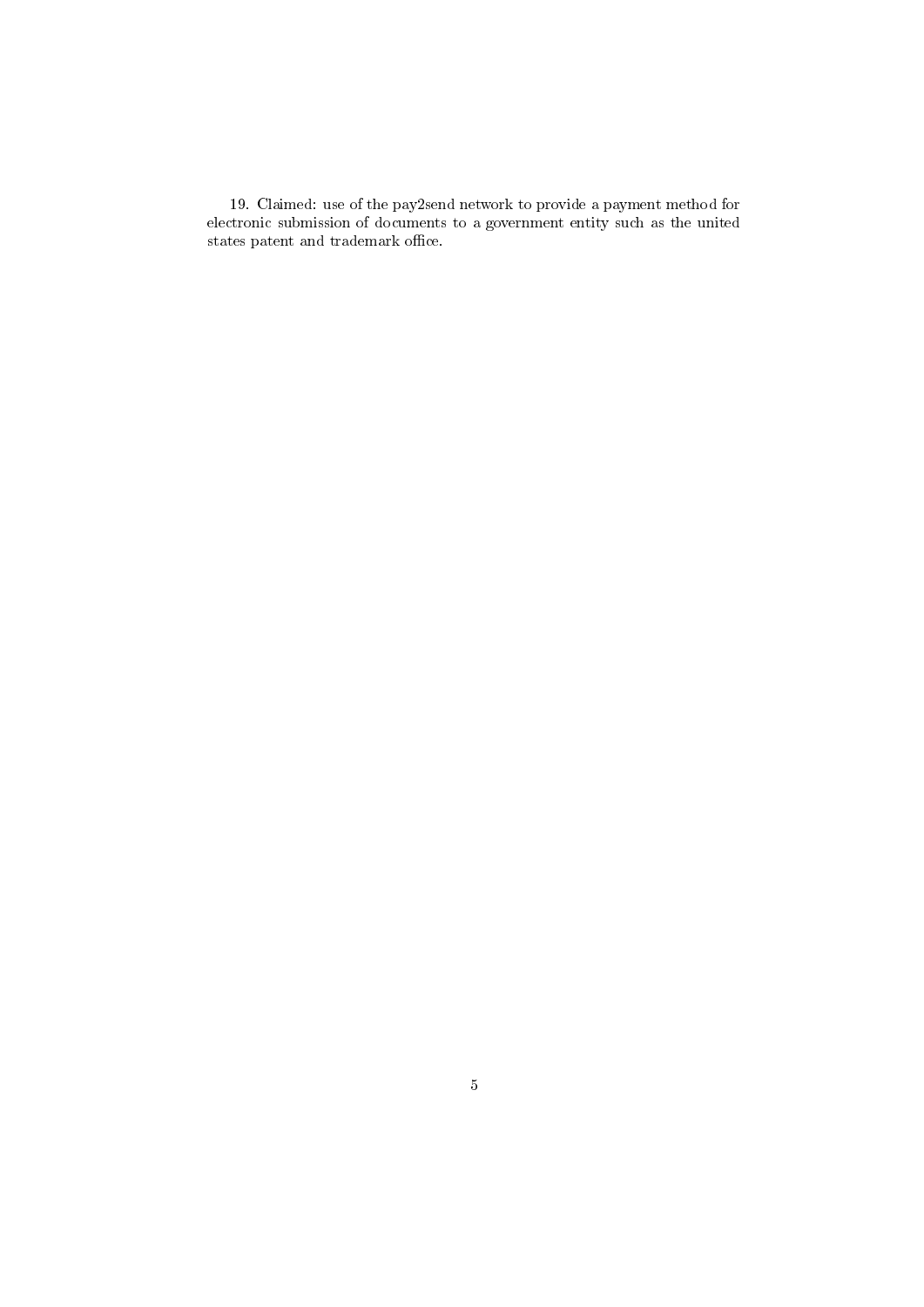19. Claimed: use of the pay2send network to provide a payment method for electronic submission of documents to a government entity such as the united states patent and trademark office.